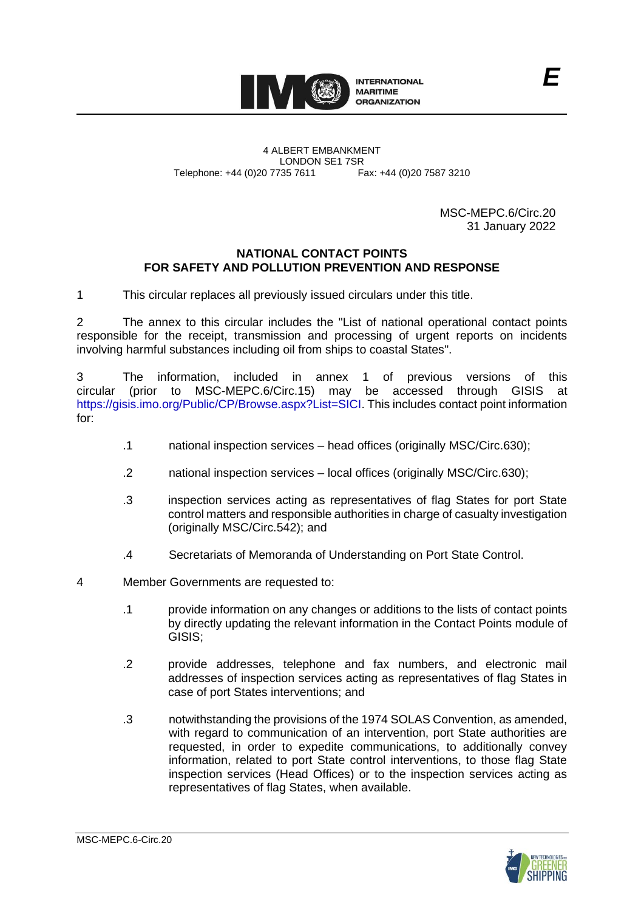INTERNATIONAL MARITIME ORGANIZATION

*E*

4 ALBERT EMBANKMENT
LONDON SE1 7SR
Telephone: +44 (0)20 7735 7611 Fax: +44 (0)20 7587 3210

MSC-MEPC.6/Circ.20
31 January 2022

**NATIONAL CONTACT POINTS**
**FOR SAFETY AND POLLUTION PREVENTION AND RESPONSE**

1 This circular replaces all previously issued circulars under this title.

2 The annex to this circular includes the "List of national operational contact points responsible for the receipt, transmission and processing of urgent reports on incidents involving harmful substances including oil from ships to coastal States".

3 The information, included in annex 1 of previous versions of this circular (prior to MSC-MEPC.6/Circ.15) may be accessed through GISIS at https://gisis.imo.org/Public/CP/Browse.aspx?List=SICI. This includes contact point information for:

.1 national inspection services – head offices (originally MSC/Circ.630);

.2 national inspection services – local offices (originally MSC/Circ.630);

.3 inspection services acting as representatives of flag States for port State control matters and responsible authorities in charge of casualty investigation (originally MSC/Circ.542); and

.4 Secretariats of Memoranda of Understanding on Port State Control.

4 Member Governments are requested to:

.1 provide information on any changes or additions to the lists of contact points by directly updating the relevant information in the Contact Points module of GISIS;

.2 provide addresses, telephone and fax numbers, and electronic mail addresses of inspection services acting as representatives of flag States in case of port States interventions; and

.3 notwithstanding the provisions of the 1974 SOLAS Convention, as amended, with regard to communication of an intervention, port State authorities are requested, in order to expedite communications, to additionally convey information, related to port State control interventions, to those flag State inspection services (Head Offices) or to the inspection services acting as representatives of flag States, when available.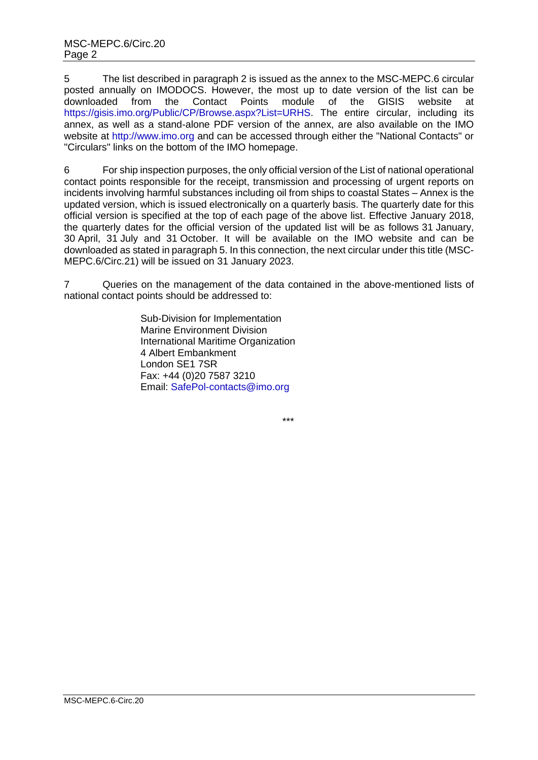5 The list described in paragraph 2 is issued as the annex to the MSC-MEPC.6 circular posted annually on IMODOCS. However, the most up to date version of the list can be downloaded from the Contact Points module of the GISIS website at https://gisis.imo.org/Public/CP/Browse.aspx?List=URHS. The entire circular, including its annex, as well as a stand-alone PDF version of the annex, are also available on the IMO website at http://www.imo.org and can be accessed through either the "National Contacts" or "Circulars" links on the bottom of the IMO homepage.

6 For ship inspection purposes, the only official version of the List of national operational contact points responsible for the receipt, transmission and processing of urgent reports on incidents involving harmful substances including oil from ships to coastal States – Annex is the updated version, which is issued electronically on a quarterly basis. The quarterly date for this official version is specified at the top of each page of the above list. Effective January 2018, the quarterly dates for the official version of the updated list will be as follows 31 January, 30 April, 31 July and 31 October. It will be available on the IMO website and can be downloaded as stated in paragraph 5. In this connection, the next circular under this title (MSC-MEPC.6/Circ.21) will be issued on 31 January 2023.

7 Queries on the management of the data contained in the above-mentioned lists of national contact points should be addressed to:

Sub-Division for Implementation
Marine Environment Division
International Maritime Organization
4 Albert Embankment
London SE1 7SR
Fax: +44 (0)20 7587 3210
Email: SafePol-contacts@imo.org

\*\*\*